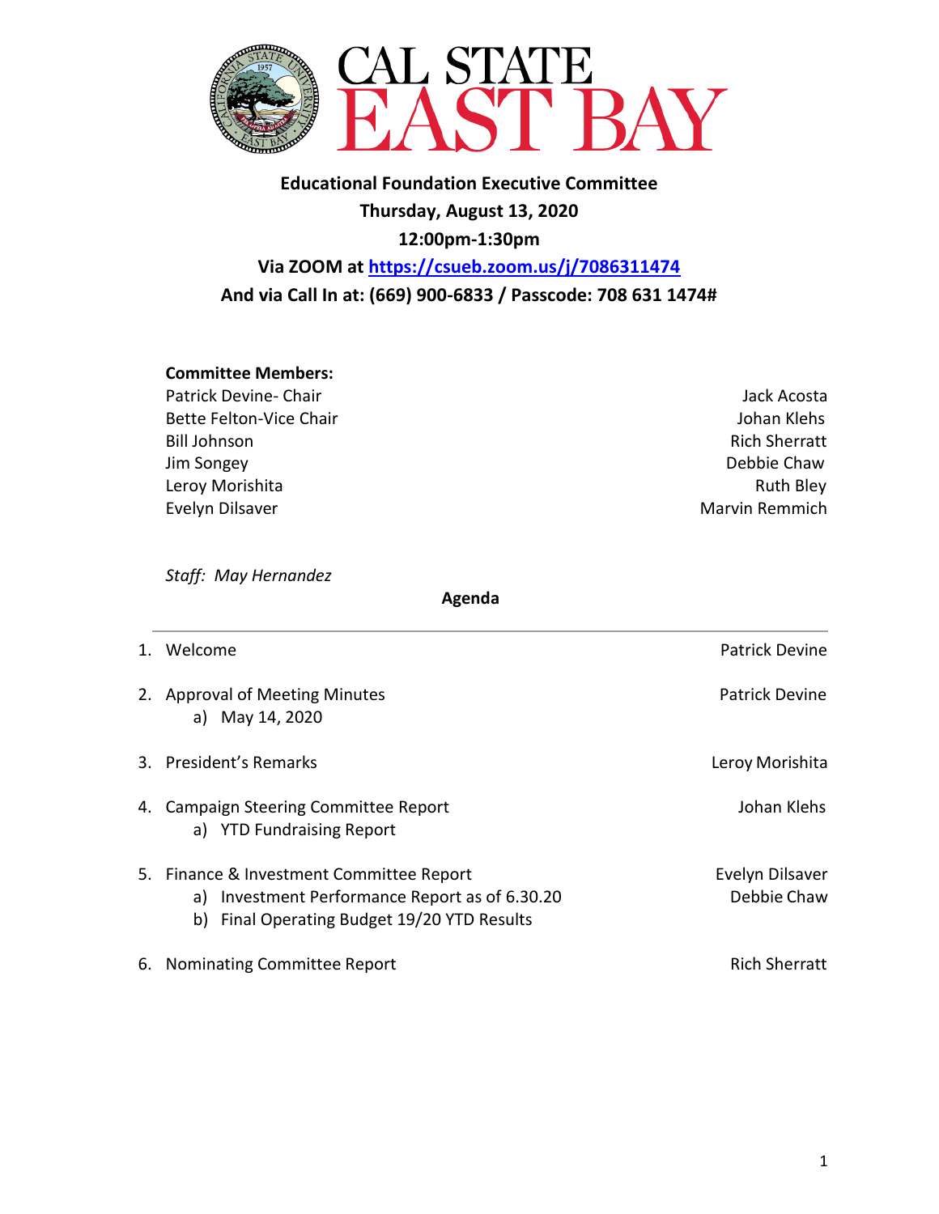# CAL STATE EAST BAY

**Educational Foundation Executive Committee**
**Thursday, August 13, 2020**
**12:00pm-1:30pm**
**Via ZOOM at https://csueb.zoom.us/j/7086311474**
**And via Call In at: (669) 900-6833 / Passcode: 708 631 1474#**

**Committee Members:**

| | |
|---|---|
| Patrick Devine- Chair | Jack Acosta |
| Bette Felton-Vice Chair | Johan Klehs |
| Bill Johnson | Rich Sherratt |
| Jim Songey | Debbie Chaw |
| Leroy Morishita | Ruth Bley |
| Evelyn Dilsaver | Marvin Remmich |

*Staff: May Hernandez*

**Agenda**

| | |
|---|---|
| 1. Welcome | Patrick Devine |
| 2. Approval of Meeting Minutes<br>a) May 14, 2020 | Patrick Devine |
| 3. President's Remarks | Leroy Morishita |
| 4. Campaign Steering Committee Report<br>a) YTD Fundraising Report | Johan Klehs |
| 5. Finance & Investment Committee Report<br>a) Investment Performance Report as of 6.30.20<br>b) Final Operating Budget 19/20 YTD Results | Evelyn Dilsaver<br>Debbie Chaw |
| 6. Nominating Committee Report | Rich Sherratt |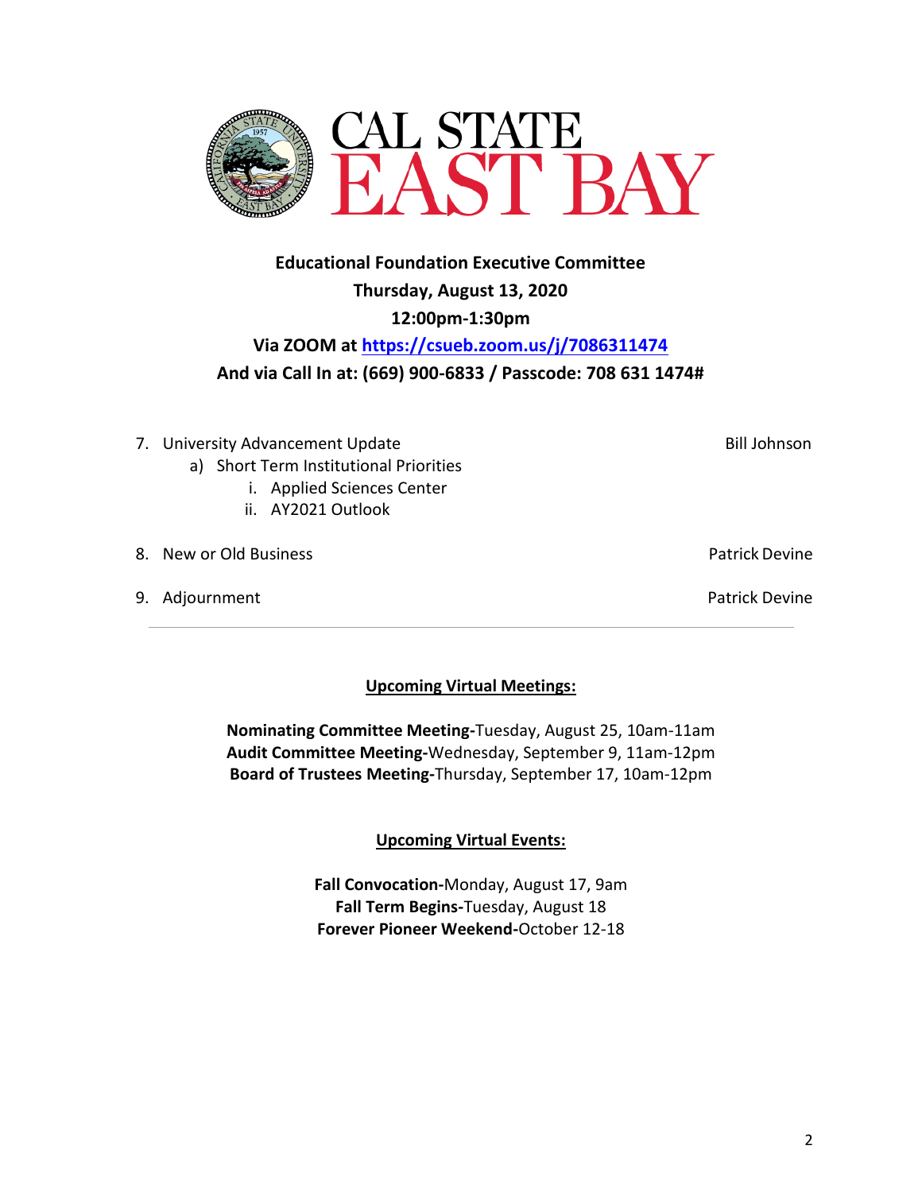# CAL STATE EAST BAY

**Educational Foundation Executive Committee**
**Thursday, August 13, 2020**
**12:00pm-1:30pm**
**Via ZOOM at [https://csueb.zoom.us/j/7086311474](https://csueb.zoom.us/j/7086311474)**
**And via Call In at: (669) 900-6833 / Passcode: 708 631 1474#**

7. University Advancement Update — Bill Johnson
   a) Short Term Institutional Priorities
      i. Applied Sciences Center
      ii. AY2021 Outlook

8. New or Old Business — Patrick Devine

9. Adjournment — Patrick Devine

---

**<u>Upcoming Virtual Meetings:</u>**

**Nominating Committee Meeting-**Tuesday, August 25, 10am-11am
**Audit Committee Meeting-**Wednesday, September 9, 11am-12pm
**Board of Trustees Meeting-**Thursday, September 17, 10am-12pm

**<u>Upcoming Virtual Events:</u>**

**Fall Convocation-**Monday, August 17, 9am
**Fall Term Begins-**Tuesday, August 18
**Forever Pioneer Weekend-**October 12-18